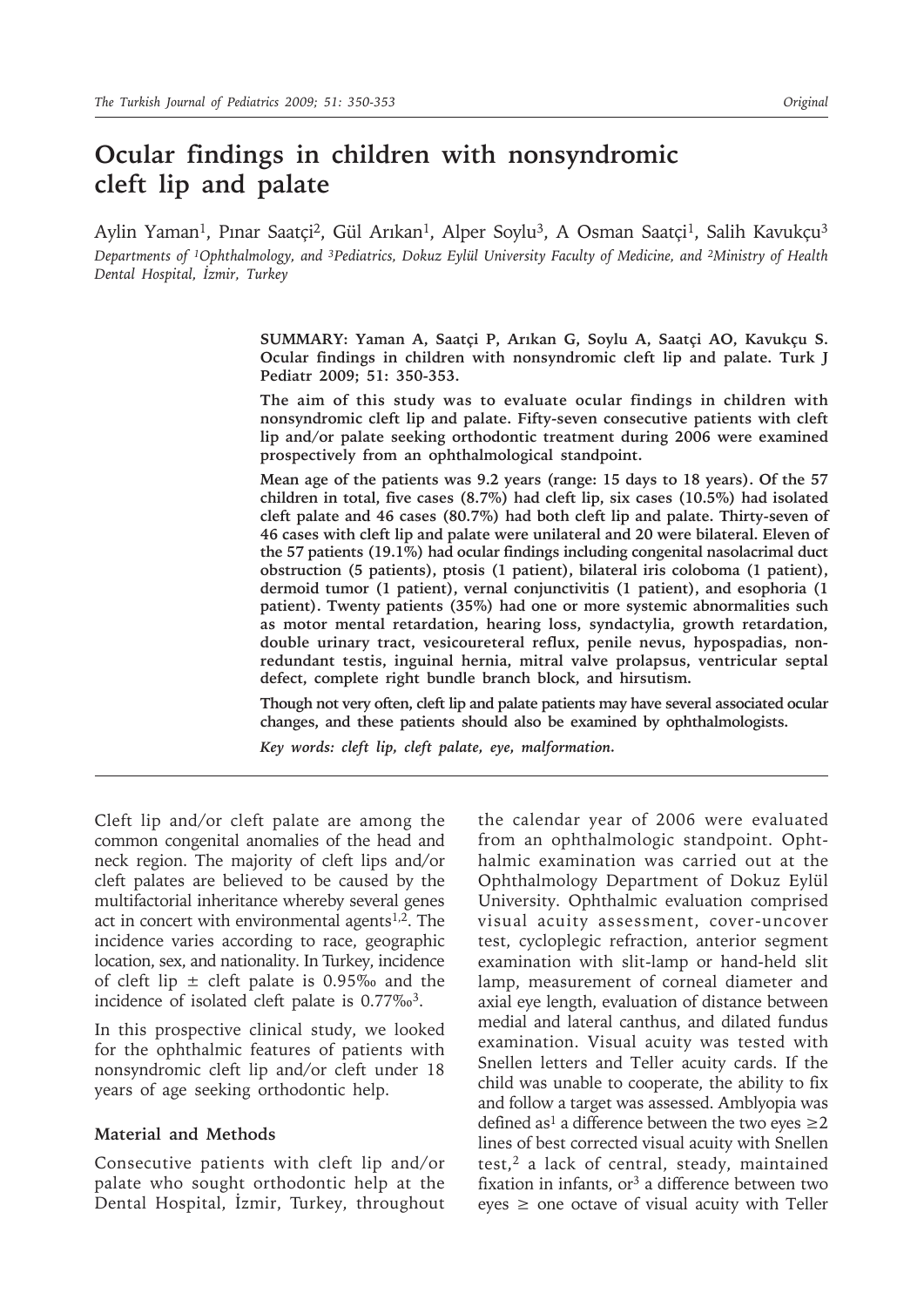# Ocular findings in children with nonsyndromic cleft lip and palate

Aylin Yaman[1], Pınar Saatçi[2], Gül Arıkan[1], Alper Soylu[3], A Osman Saatçi[1], Salih Kavukçu[3]

*Departments of [1]Ophthalmology, and [3]Pediatrics, Dokuz Eylül University Faculty of Medicine, and [2]Ministry of Health Dental Hospital, İzmir, Turkey*

**SUMMARY: Yaman A, Saatçi P, Arıkan G, Soylu A, Saatçi AO, Kavukçu S. Ocular findings in children with nonsyndromic cleft lip and palate. Turk J Pediatr 2009; 51: 350-353.**

**The aim of this study was to evaluate ocular findings in children with nonsyndromic cleft lip and palate. Fifty-seven consecutive patients with cleft lip and/or palate seeking orthodontic treatment during 2006 were examined prospectively from an ophthalmological standpoint.**

**Mean age of the patients was 9.2 years (range: 15 days to 18 years). Of the 57 children in total, five cases (8.7%) had cleft lip, six cases (10.5%) had isolated cleft palate and 46 cases (80.7%) had both cleft lip and palate. Thirty-seven of 46 cases with cleft lip and palate were unilateral and 20 were bilateral. Eleven of the 57 patients (19.1%) had ocular findings including congenital nasolacrimal duct obstruction (5 patients), ptosis (1 patient), bilateral iris coloboma (1 patient), dermoid tumor (1 patient), vernal conjunctivitis (1 patient), and esophoria (1 patient). Twenty patients (35%) had one or more systemic abnormalities such as motor mental retardation, hearing loss, syndactylia, growth retardation, double urinary tract, vesicoureteral reflux, penile nevus, hypospadias, non-redundant testis, inguinal hernia, mitral valve prolapsus, ventricular septal defect, complete right bundle branch block, and hirsutism.**

**Though not very often, cleft lip and palate patients may have several associated ocular changes, and these patients should also be examined by ophthalmologists.**

***Key words: cleft lip, cleft palate, eye, malformation.***

Cleft lip and/or cleft palate are among the common congenital anomalies of the head and neck region. The majority of cleft lips and/or cleft palates are believed to be caused by the multifactorial inheritance whereby several genes act in concert with environmental agents[1,2]. The incidence varies according to race, geographic location, sex, and nationality. In Turkey, incidence of cleft lip ± cleft palate is 0.95‰ and the incidence of isolated cleft palate is 0.77‰[3].

In this prospective clinical study, we looked for the ophthalmic features of patients with nonsyndromic cleft lip and/or cleft under 18 years of age seeking orthodontic help.

## Material and Methods

Consecutive patients with cleft lip and/or palate who sought orthodontic help at the Dental Hospital, İzmir, Turkey, throughout the calendar year of 2006 were evaluated from an ophthalmologic standpoint. Ophthalmic examination was carried out at the Ophthalmology Department of Dokuz Eylül University. Ophthalmic evaluation comprised visual acuity assessment, cover-uncover test, cycloplegic refraction, anterior segment examination with slit-lamp or hand-held slit lamp, measurement of corneal diameter and axial eye length, evaluation of distance between medial and lateral canthus, and dilated fundus examination. Visual acuity was tested with Snellen letters and Teller acuity cards. If the child was unable to cooperate, the ability to fix and follow a target was assessed. Amblyopia was defined as[1] a difference between the two eyes ≥2 lines of best corrected visual acuity with Snellen test,[2] a lack of central, steady, maintained fixation in infants, or[3] a difference between two eyes ≥ one octave of visual acuity with Teller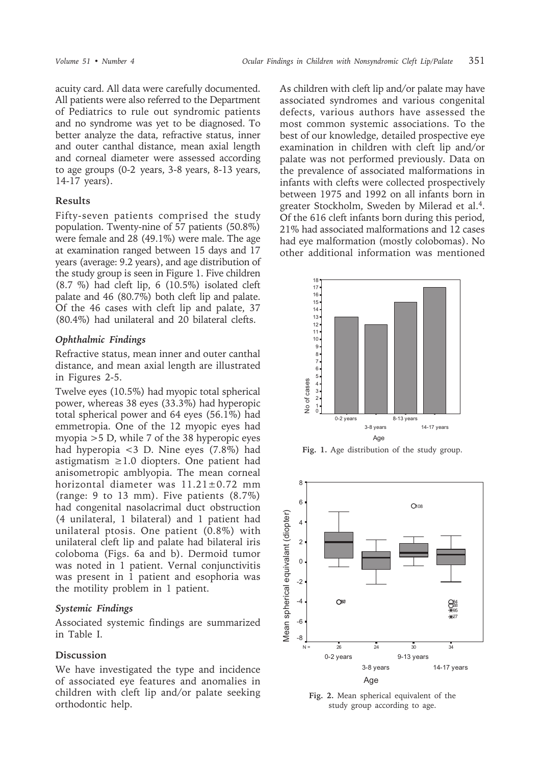acuity card. All data were carefully documented. All patients were also referred to the Department of Pediatrics to rule out syndromic patients and no syndrome was yet to be diagnosed. To better analyze the data, refractive status, inner and outer canthal distance, mean axial length and corneal diameter were assessed according to age groups (0-2 years, 3-8 years, 8-13 years, 14-17 years).

## Results

Fifty-seven patients comprised the study population. Twenty-nine of 57 patients (50.8%) were female and 28 (49.1%) were male. The age at examination ranged between 15 days and 17 years (average: 9.2 years), and age distribution of the study group is seen in Figure 1. Five children (8.7 %) had cleft lip, 6 (10.5%) isolated cleft palate and 46 (80.7%) both cleft lip and palate. Of the 46 cases with cleft lip and palate, 37 (80.4%) had unilateral and 20 bilateral clefts.

### *Ophthalmic Findings*

Refractive status, mean inner and outer canthal distance, and mean axial length are illustrated in Figures 2-5.

Twelve eyes (10.5%) had myopic total spherical power, whereas 38 eyes (33.3%) had hyperopic total spherical power and 64 eyes (56.1%) had emmetropia. One of the 12 myopic eyes had myopia >5 D, while 7 of the 38 hyperopic eyes had hyperopia <3 D. Nine eyes (7.8%) had astigmatism ≥1.0 diopters. One patient had anisometropic amblyopia. The mean corneal horizontal diameter was 11.21±0.72 mm (range: 9 to 13 mm). Five patients (8.7%) had congenital nasolacrimal duct obstruction (4 unilateral, 1 bilateral) and 1 patient had unilateral ptosis. One patient (0.8%) with unilateral cleft lip and palate had bilateral iris coloboma (Figs. 6a and b). Dermoid tumor was noted in 1 patient. Vernal conjunctivitis was present in 1 patient and esophoria was the motility problem in 1 patient.

### *Systemic Findings*

Associated systemic findings are summarized in Table I.

## Discussion

We have investigated the type and incidence of associated eye features and anomalies in children with cleft lip and/or palate seeking orthodontic help.

As children with cleft lip and/or palate may have associated syndromes and various congenital defects, various authors have assessed the most common systemic associations. To the best of our knowledge, detailed prospective eye examination in children with cleft lip and/or palate was not performed previously. Data on the prevalence of associated malformations in infants with clefts were collected prospectively between 1975 and 1992 on all infants born in greater Stockholm, Sweden by Milerad et al.[4]. Of the 616 cleft infants born during this period, 21% had associated malformations and 12 cases had eye malformation (mostly colobomas). No other additional information was mentioned

**Fig. 1.** Age distribution of the study group.

**Fig. 2.** Mean spherical equivalent of the study group according to age.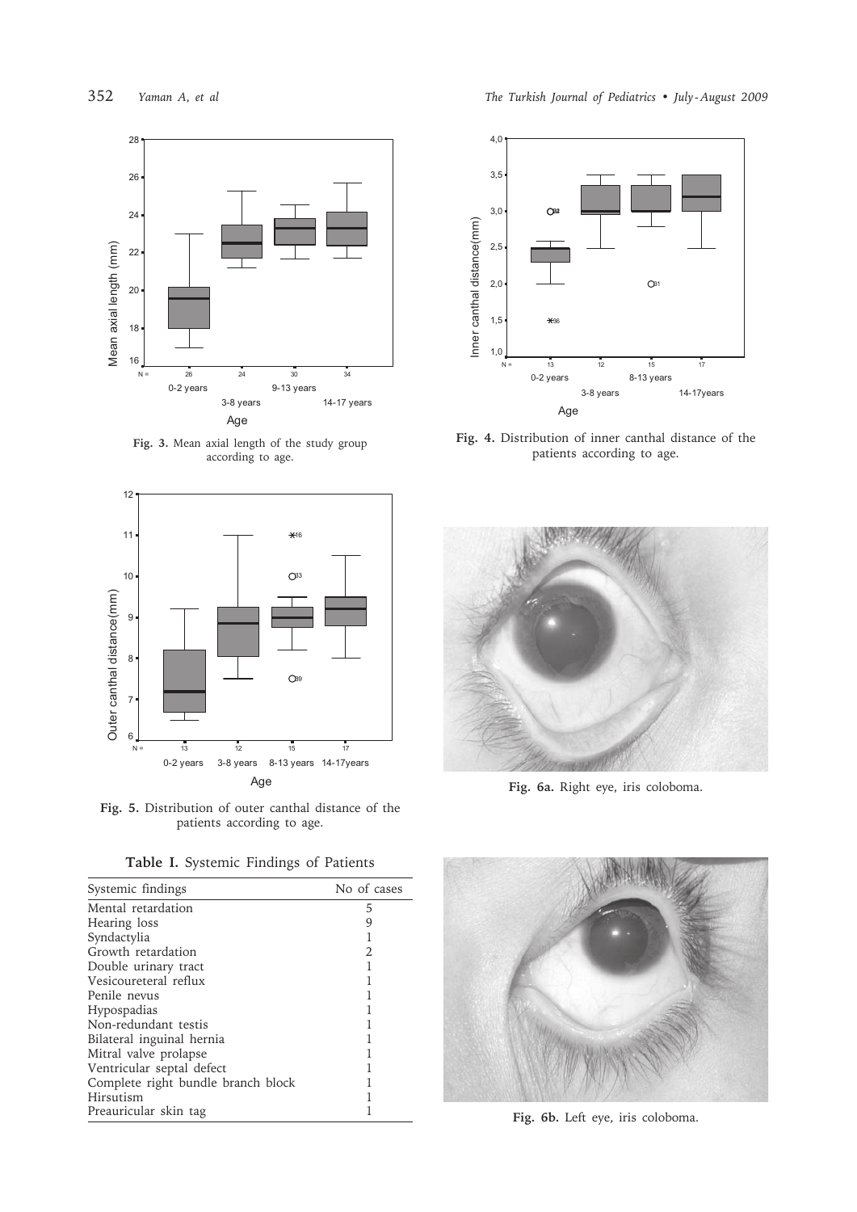Fig. 3. Mean axial length of the study group according to age.

Fig. 4. Distribution of inner canthal distance of the patients according to age.

Fig. 5. Distribution of outer canthal distance of the patients according to age.

Fig. 6a. Right eye, iris coloboma.

Fig. 6b. Left eye, iris coloboma.

**Table I.** Systemic Findings of Patients

| Systemic findings | No of cases |
|---|---|
| Mental retardation | 5 |
| Hearing loss | 9 |
| Syndactylia | 1 |
| Growth retardation | 2 |
| Double urinary tract | 1 |
| Vesicoureteral reflux | 1 |
| Penile nevus | 1 |
| Hypospadias | 1 |
| Non-redundant testis | 1 |
| Bilateral inguinal hernia | 1 |
| Mitral valve prolapse | 1 |
| Ventricular septal defect | 1 |
| Complete right bundle branch block | 1 |
| Hirsutism | 1 |
| Preauricular skin tag | 1 |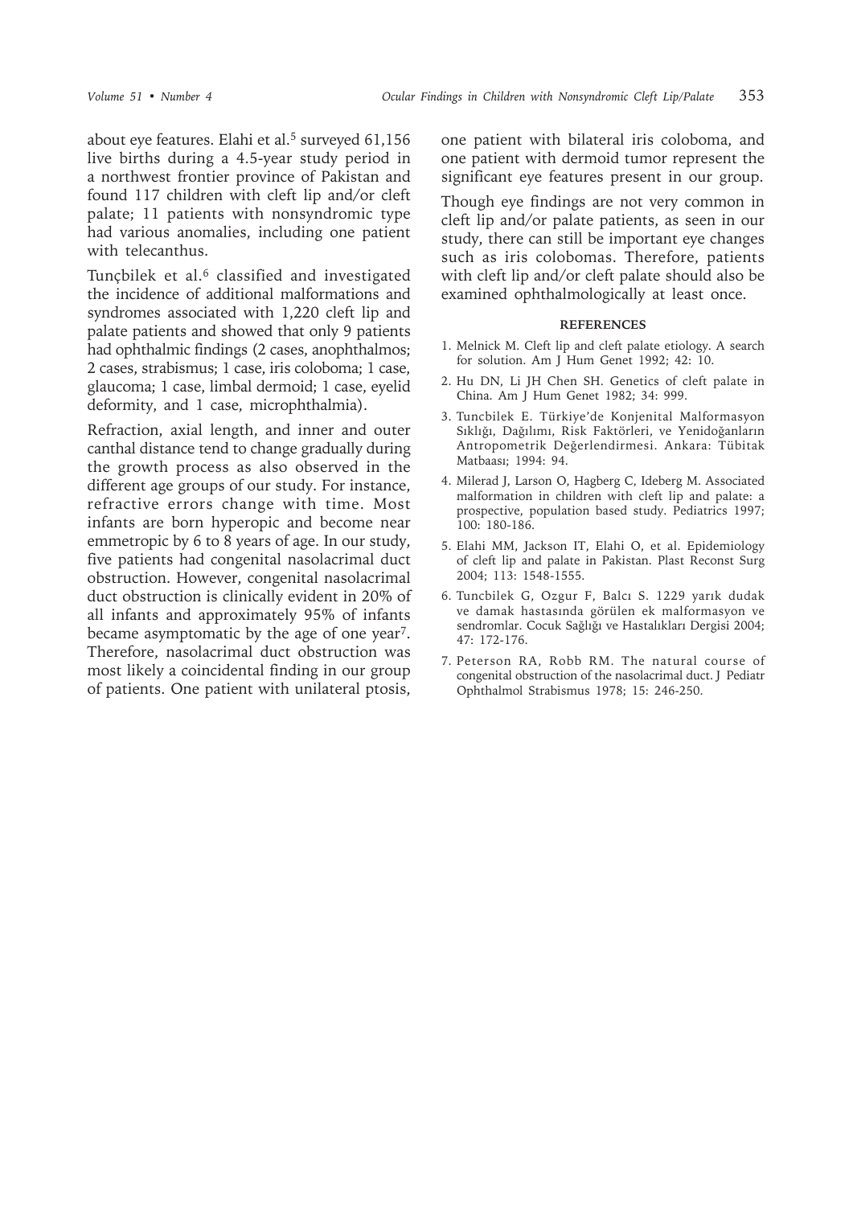about eye features. Elahi et al.[5] surveyed 61,156 live births during a 4.5-year study period in a northwest frontier province of Pakistan and found 117 children with cleft lip and/or cleft palate; 11 patients with nonsyndromic type had various anomalies, including one patient with telecanthus.

Tunçbilek et al.[6] classified and investigated the incidence of additional malformations and syndromes associated with 1,220 cleft lip and palate patients and showed that only 9 patients had ophthalmic findings (2 cases, anophthalmos; 2 cases, strabismus; 1 case, iris coloboma; 1 case, glaucoma; 1 case, limbal dermoid; 1 case, eyelid deformity, and 1 case, microphthalmia).

Refraction, axial length, and inner and outer canthal distance tend to change gradually during the growth process as also observed in the different age groups of our study. For instance, refractive errors change with time. Most infants are born hyperopic and become near emmetropic by 6 to 8 years of age. In our study, five patients had congenital nasolacrimal duct obstruction. However, congenital nasolacrimal duct obstruction is clinically evident in 20% of all infants and approximately 95% of infants became asymptomatic by the age of one year[7]. Therefore, nasolacrimal duct obstruction was most likely a coincidental finding in our group of patients. One patient with unilateral ptosis, one patient with bilateral iris coloboma, and one patient with dermoid tumor represent the significant eye features present in our group.

Though eye findings are not very common in cleft lip and/or palate patients, as seen in our study, there can still be important eye changes such as iris colobomas. Therefore, patients with cleft lip and/or cleft palate should also be examined ophthalmologically at least once.

## REFERENCES

1. Melnick M. Cleft lip and cleft palate etiology. A search for solution. Am J Hum Genet 1992; 42: 10.
2. Hu DN, Li JH Chen SH. Genetics of cleft palate in China. Am J Hum Genet 1982; 34: 999.
3. Tuncbilek E. Türkiye'de Konjenital Malformasyon Sıklığı, Dağılımı, Risk Faktörleri, ve Yenidoğanların Antropometrik Değerlendirmesi. Ankara: Tübitak Matbaası; 1994: 94.
4. Milerad J, Larson O, Hagberg C, Ideberg M. Associated malformation in children with cleft lip and palate: a prospective, population based study. Pediatrics 1997; 100: 180-186.
5. Elahi MM, Jackson IT, Elahi O, et al. Epidemiology of cleft lip and palate in Pakistan. Plast Reconst Surg 2004; 113: 1548-1555.
6. Tuncbilek G, Ozgur F, Balcı S. 1229 yarık dudak ve damak hastasında görülen ek malformasyon ve sendromlar. Cocuk Sağlığı ve Hastalıkları Dergisi 2004; 47: 172-176.
7. Peterson RA, Robb RM. The natural course of congenital obstruction of the nasolacrimal duct. J Pediatr Ophthalmol Strabismus 1978; 15: 246-250.